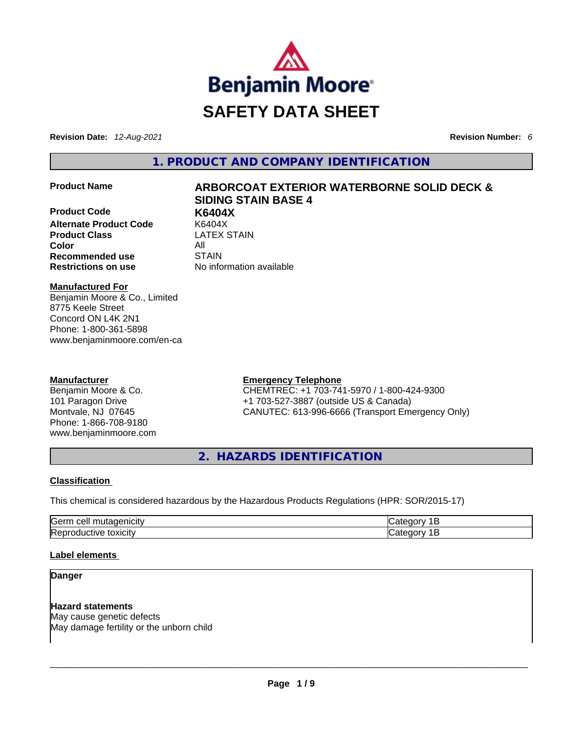Benjamin Moore

# SAFETY DATA SHEET

**Revision Date:** *12-Aug-2021* **Revision Number:** *6*

## 1. PRODUCT AND COMPANY IDENTIFICATION

| | |
|---|---|
| **Product Name** | **ARBORCOAT EXTERIOR WATERBORNE SOLID DECK & SIDING STAIN BASE 4** |
| **Product Code** | **K6404X** |
| **Alternate Product Code** | K6404X |
| **Product Class** | LATEX STAIN |
| **Color** | All |
| **Recommended use** | STAIN |
| **Restrictions on use** | No information available |

**Manufactured For**
Benjamin Moore & Co., Limited
8775 Keele Street
Concord ON L4K 2N1
Phone: 1-800-361-5898
www.benjaminmoore.com/en-ca

**Manufacturer**
Benjamin Moore & Co.
101 Paragon Drive
Montvale, NJ 07645
Phone: 1-866-708-9180
www.benjaminmoore.com

**Emergency Telephone**
CHEMTREC: +1 703-741-5970 / 1-800-424-9300
+1 703-527-3887 (outside US & Canada)
CANUTEC: 613-996-6666 (Transport Emergency Only)

## 2. HAZARDS IDENTIFICATION

### Classification

This chemical is considered hazardous by the Hazardous Products Regulations (HPR: SOR/2015-17)

| | |
|---|---|
| Germ cell mutagenicity | Category 1B |
| Reproductive toxicity | Category 1B |

### Label elements

**Danger**

**Hazard statements**
May cause genetic defects
May damage fertility or the unborn child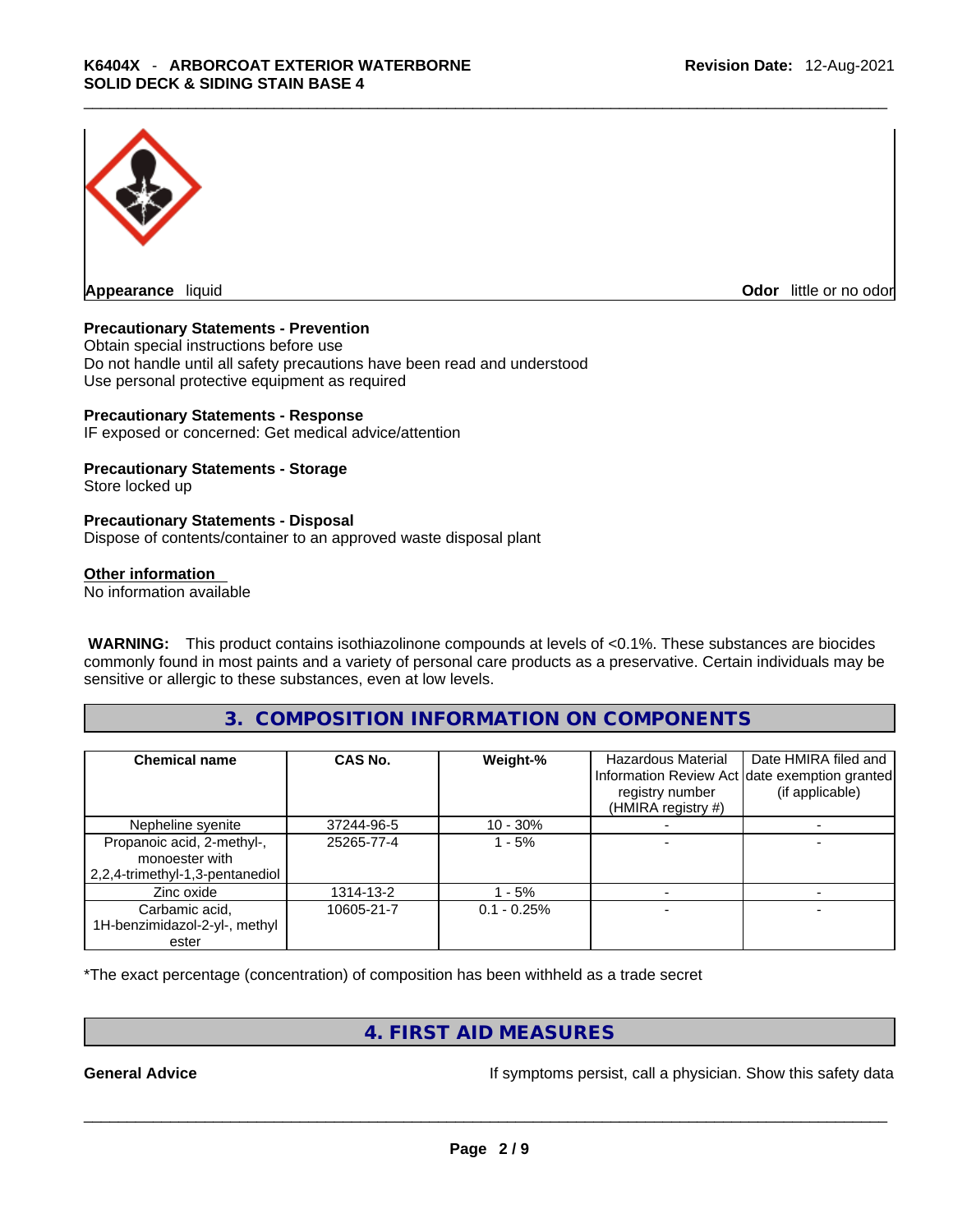**Appearance** liquid

**Odor** little or no odor

**Precautionary Statements - Prevention**

Obtain special instructions before use
Do not handle until all safety precautions have been read and understood
Use personal protective equipment as required

**Precautionary Statements - Response**

IF exposed or concerned: Get medical advice/attention

**Precautionary Statements - Storage**

Store locked up

**Precautionary Statements - Disposal**

Dispose of contents/container to an approved waste disposal plant

**Other information**

No information available

**WARNING:** This product contains isothiazolinone compounds at levels of <0.1%. These substances are biocides commonly found in most paints and a variety of personal care products as a preservative. Certain individuals may be sensitive or allergic to these substances, even at low levels.

## 3. COMPOSITION INFORMATION ON COMPONENTS

| Chemical name | CAS No. | Weight-% | Hazardous Material Information Review Act registry number (HMIRA registry #) | Date HMIRA filed and date exemption granted (if applicable) |
|---|---|---|---|---|
| Nepheline syenite | 37244-96-5 | 10 - 30% | - | - |
| Propanoic acid, 2-methyl-, monoester with 2,2,4-trimethyl-1,3-pentanediol | 25265-77-4 | 1 - 5% | - | - |
| Zinc oxide | 1314-13-2 | 1 - 5% | - | - |
| Carbamic acid, 1H-benzimidazol-2-yl-, methyl ester | 10605-21-7 | 0.1 - 0.25% | - | - |

*The exact percentage (concentration) of composition has been withheld as a trade secret

## 4. FIRST AID MEASURES

**General Advice** If symptoms persist, call a physician. Show this safety data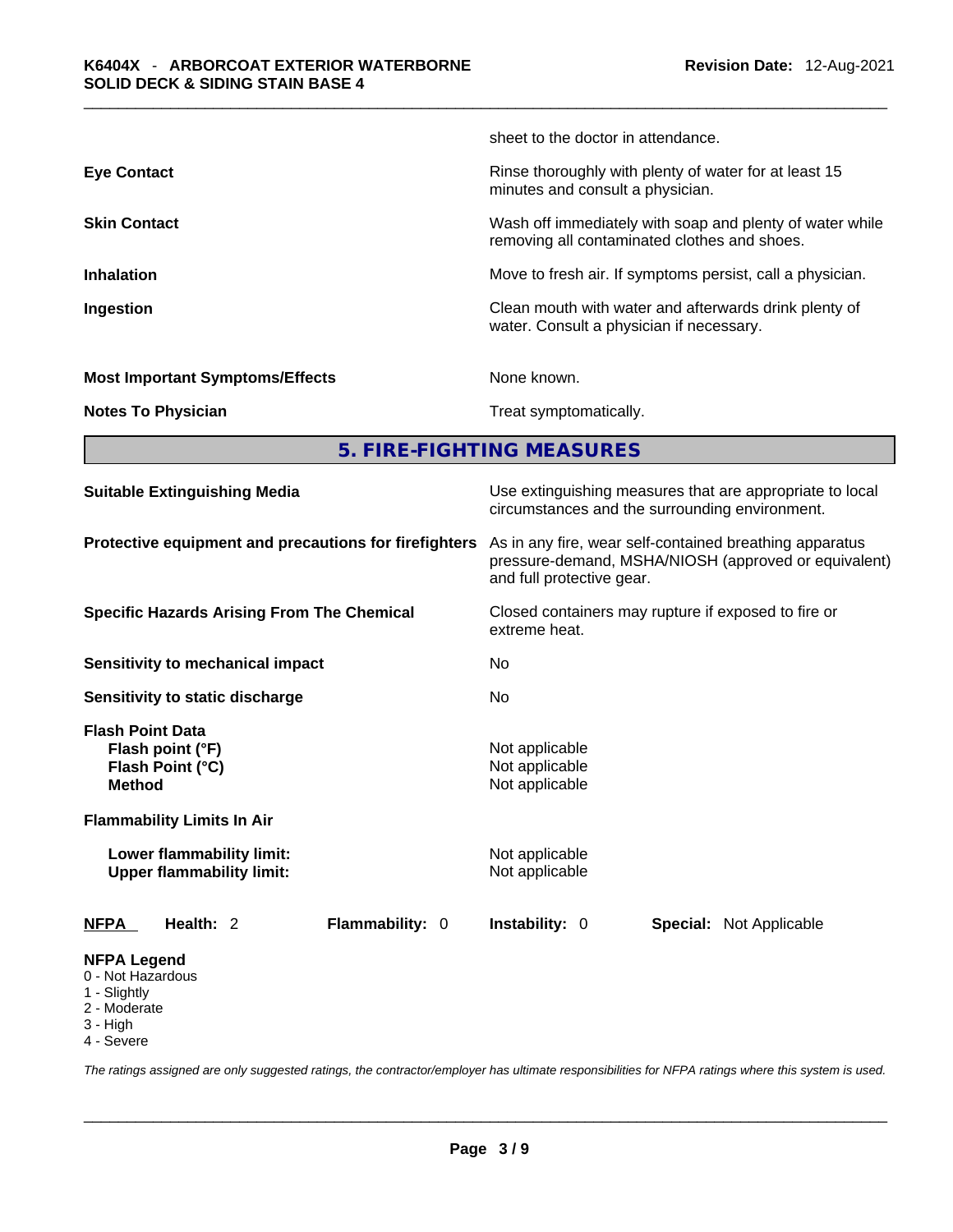| | |
|---|---|
| | sheet to the doctor in attendance. |
| **Eye Contact** | Rinse thoroughly with plenty of water for at least 15 minutes and consult a physician. |
| **Skin Contact** | Wash off immediately with soap and plenty of water while removing all contaminated clothes and shoes. |
| **Inhalation** | Move to fresh air. If symptoms persist, call a physician. |
| **Ingestion** | Clean mouth with water and afterwards drink plenty of water. Consult a physician if necessary. |
| **Most Important Symptoms/Effects** | None known. |
| **Notes To Physician** | Treat symptomatically. |

## 5. FIRE-FIGHTING MEASURES

| | |
|---|---|
| **Suitable Extinguishing Media** | Use extinguishing measures that are appropriate to local circumstances and the surrounding environment. |
| **Protective equipment and precautions for firefighters** | As in any fire, wear self-contained breathing apparatus pressure-demand, MSHA/NIOSH (approved or equivalent) and full protective gear. |
| **Specific Hazards Arising From The Chemical** | Closed containers may rupture if exposed to fire or extreme heat. |
| **Sensitivity to mechanical impact** | No |
| **Sensitivity to static discharge** | No |

**Flash Point Data**

| | |
|---|---|
| **Flash point (°F)** | Not applicable |
| **Flash Point (°C)** | Not applicable |
| **Method** | Not applicable |

**Flammability Limits In Air**

| | |
|---|---|
| **Lower flammability limit:** | Not applicable |
| **Upper flammability limit:** | Not applicable |

**NFPA** **Health:** 2 **Flammability:** 0 **Instability:** 0 **Special:** Not Applicable

**NFPA Legend**
- 0 - Not Hazardous
- 1 - Slightly
- 2 - Moderate
- 3 - High
- 4 - Severe

*The ratings assigned are only suggested ratings, the contractor/employer has ultimate responsibilities for NFPA ratings where this system is used.*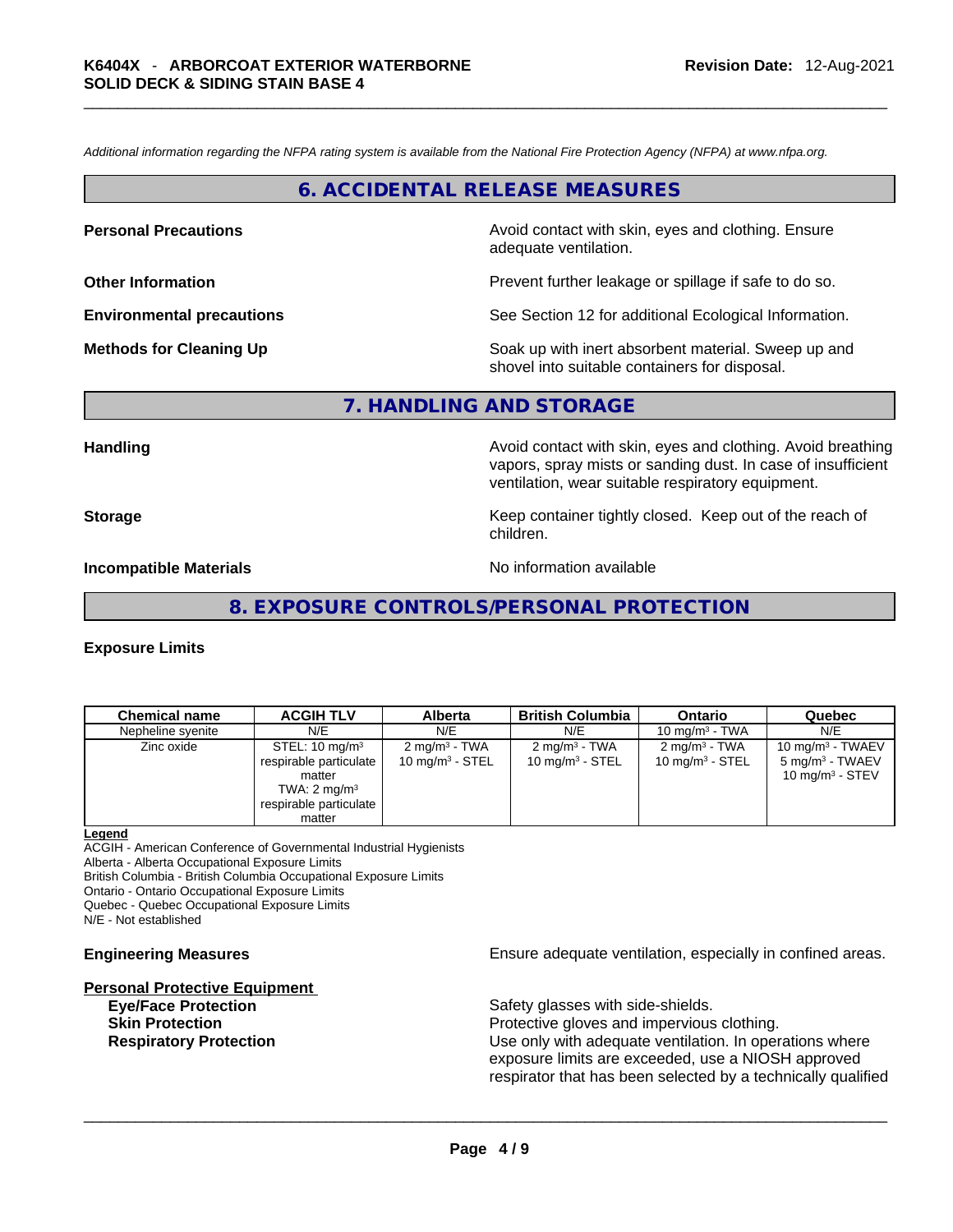*Additional information regarding the NFPA rating system is available from the National Fire Protection Agency (NFPA) at www.nfpa.org.*

## 6. ACCIDENTAL RELEASE MEASURES

**Personal Precautions** — Avoid contact with skin, eyes and clothing. Ensure adequate ventilation.

**Other Information** — Prevent further leakage or spillage if safe to do so.

**Environmental precautions** — See Section 12 for additional Ecological Information.

**Methods for Cleaning Up** — Soak up with inert absorbent material. Sweep up and shovel into suitable containers for disposal.

## 7. HANDLING AND STORAGE

**Handling** — Avoid contact with skin, eyes and clothing. Avoid breathing vapors, spray mists or sanding dust. In case of insufficient ventilation, wear suitable respiratory equipment.

**Storage** — Keep container tightly closed. Keep out of the reach of children.

**Incompatible Materials** — No information available

## 8. EXPOSURE CONTROLS/PERSONAL PROTECTION

### Exposure Limits

| Chemical name | ACGIH TLV | Alberta | British Columbia | Ontario | Quebec |
|---|---|---|---|---|---|
| Nepheline syenite | N/E | N/E | N/E | 10 mg/m³ - TWA | N/E |
| Zinc oxide | STEL: 10 mg/m³ respirable particulate matter TWA: 2 mg/m³ respirable particulate matter | 2 mg/m³ - TWA 10 mg/m³ - STEL | 2 mg/m³ - TWA 10 mg/m³ - STEL | 2 mg/m³ - TWA 10 mg/m³ - STEL | 10 mg/m³ - TWAEV 5 mg/m³ - TWAEV 10 mg/m³ - STEV |

**Legend**
ACGIH - American Conference of Governmental Industrial Hygienists
Alberta - Alberta Occupational Exposure Limits
British Columbia - British Columbia Occupational Exposure Limits
Ontario - Ontario Occupational Exposure Limits
Quebec - Quebec Occupational Exposure Limits
N/E - Not established

**Engineering Measures** — Ensure adequate ventilation, especially in confined areas.

**Personal Protective Equipment**

**Eye/Face Protection** — Safety glasses with side-shields.

**Skin Protection** — Protective gloves and impervious clothing.

**Respiratory Protection** — Use only with adequate ventilation. In operations where exposure limits are exceeded, use a NIOSH approved respirator that has been selected by a technically qualified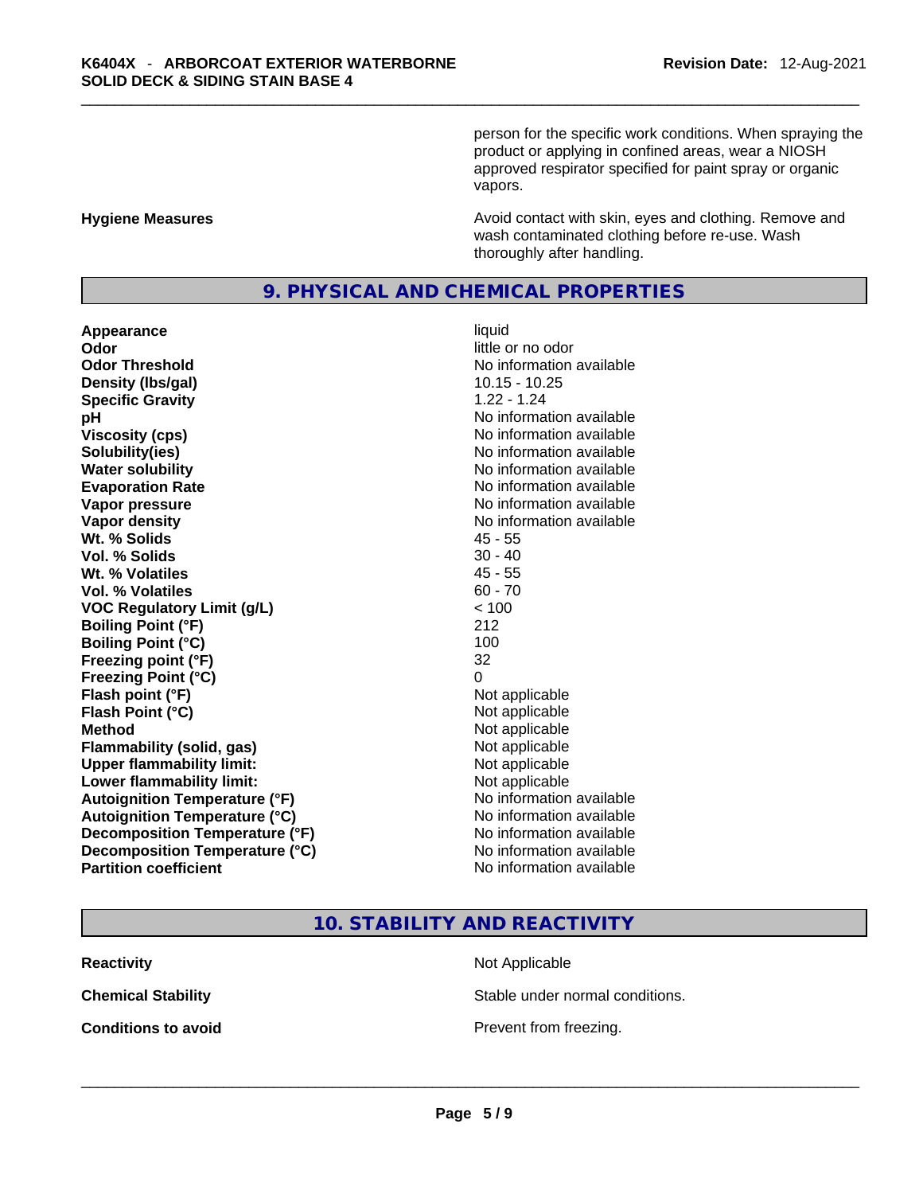person for the specific work conditions. When spraying the product or applying in confined areas, wear a NIOSH approved respirator specified for paint spray or organic vapors.

**Hygiene Measures** Avoid contact with skin, eyes and clothing. Remove and wash contaminated clothing before re-use. Wash thoroughly after handling.

## 9. PHYSICAL AND CHEMICAL PROPERTIES

| | |
|---|---|
| **Appearance** | liquid |
| **Odor** | little or no odor |
| **Odor Threshold** | No information available |
| **Density (lbs/gal)** | 10.15 - 10.25 |
| **Specific Gravity** | 1.22 - 1.24 |
| **pH** | No information available |
| **Viscosity (cps)** | No information available |
| **Solubility(ies)** | No information available |
| **Water solubility** | No information available |
| **Evaporation Rate** | No information available |
| **Vapor pressure** | No information available |
| **Vapor density** | No information available |
| **Wt. % Solids** | 45 - 55 |
| **Vol. % Solids** | 30 - 40 |
| **Wt. % Volatiles** | 45 - 55 |
| **Vol. % Volatiles** | 60 - 70 |
| **VOC Regulatory Limit (g/L)** | < 100 |
| **Boiling Point (°F)** | 212 |
| **Boiling Point (°C)** | 100 |
| **Freezing point (°F)** | 32 |
| **Freezing Point (°C)** | 0 |
| **Flash point (°F)** | Not applicable |
| **Flash Point (°C)** | Not applicable |
| **Method** | Not applicable |
| **Flammability (solid, gas)** | Not applicable |
| **Upper flammability limit:** | Not applicable |
| **Lower flammability limit:** | Not applicable |
| **Autoignition Temperature (°F)** | No information available |
| **Autoignition Temperature (°C)** | No information available |
| **Decomposition Temperature (°F)** | No information available |
| **Decomposition Temperature (°C)** | No information available |
| **Partition coefficient** | No information available |

## 10. STABILITY AND REACTIVITY

| | |
|---|---|
| **Reactivity** | Not Applicable |
| **Chemical Stability** | Stable under normal conditions. |
| **Conditions to avoid** | Prevent from freezing. |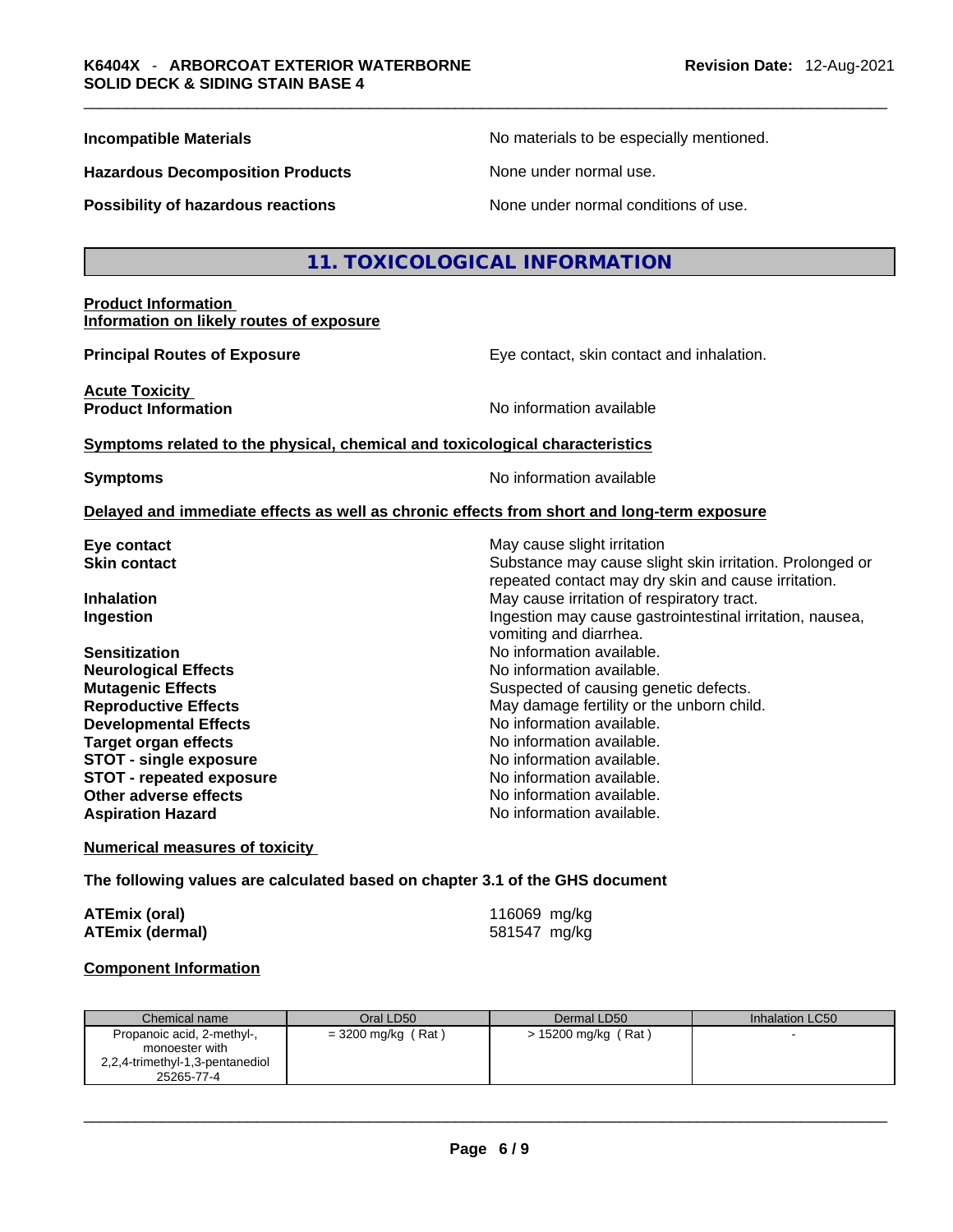**Incompatible Materials** No materials to be especially mentioned.

**Hazardous Decomposition Products** None under normal use.

**Possibility of hazardous reactions** None under normal conditions of use.

## 11. TOXICOLOGICAL INFORMATION

**Product Information**
**Information on likely routes of exposure**

**Principal Routes of Exposure** Eye contact, skin contact and inhalation.

**Acute Toxicity**
**Product Information** No information available

**Symptoms related to the physical, chemical and toxicological characteristics**

**Symptoms** No information available

**Delayed and immediate effects as well as chronic effects from short and long-term exposure**

**Eye contact** May cause slight irritation
**Skin contact** Substance may cause slight skin irritation. Prolonged or repeated contact may dry skin and cause irritation.
**Inhalation** May cause irritation of respiratory tract.
**Ingestion** Ingestion may cause gastrointestinal irritation, nausea, vomiting and diarrhea.
**Sensitization** No information available.
**Neurological Effects** No information available.
**Mutagenic Effects** Suspected of causing genetic defects.
**Reproductive Effects** May damage fertility or the unborn child.
**Developmental Effects** No information available.
**Target organ effects** No information available.
**STOT - single exposure** No information available.
**STOT - repeated exposure** No information available.
**Other adverse effects** No information available.
**Aspiration Hazard** No information available.

**Numerical measures of toxicity**

**The following values are calculated based on chapter 3.1 of the GHS document**

**ATEmix (oral)** 116069 mg/kg
**ATEmix (dermal)** 581547 mg/kg

**Component Information**

| Chemical name | Oral LD50 | Dermal LD50 | Inhalation LC50 |
|---|---|---|---|
| Propanoic acid, 2-methyl-, monoester with 2,2,4-trimethyl-1,3-pentanediol 25265-77-4 | = 3200 mg/kg ( Rat ) | > 15200 mg/kg ( Rat ) | - |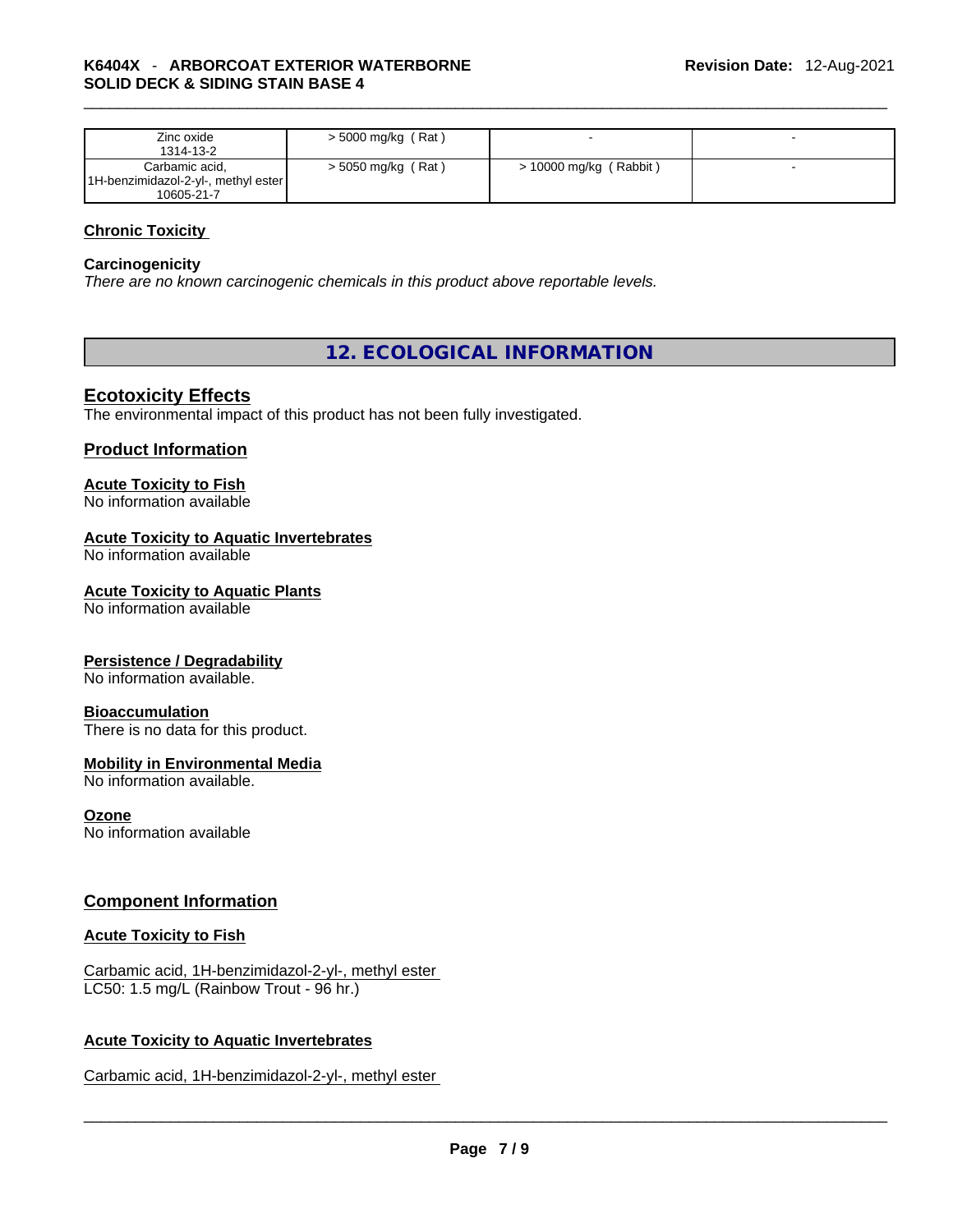| | | | |
|---|---|---|---|
| Zinc oxide<br>1314-13-2 | > 5000 mg/kg ( Rat ) | - | - |
| Carbamic acid, 1H-benzimidazol-2-yl-, methyl ester<br>10605-21-7 | > 5050 mg/kg ( Rat ) | > 10000 mg/kg ( Rabbit ) | - |

**Chronic Toxicity**

**Carcinogenicity**

*There are no known carcinogenic chemicals in this product above reportable levels.*

## 12. ECOLOGICAL INFORMATION

### Ecotoxicity Effects

The environmental impact of this product has not been fully investigated.

### Product Information

**Acute Toxicity to Fish**

No information available

**Acute Toxicity to Aquatic Invertebrates**

No information available

**Acute Toxicity to Aquatic Plants**

No information available

**Persistence / Degradability**

No information available.

**Bioaccumulation**

There is no data for this product.

**Mobility in Environmental Media**

No information available.

**Ozone**

No information available

### Component Information

**Acute Toxicity to Fish**

Carbamic acid, 1H-benzimidazol-2-yl-, methyl ester
LC50: 1.5 mg/L (Rainbow Trout - 96 hr.)

**Acute Toxicity to Aquatic Invertebrates**

Carbamic acid, 1H-benzimidazol-2-yl-, methyl ester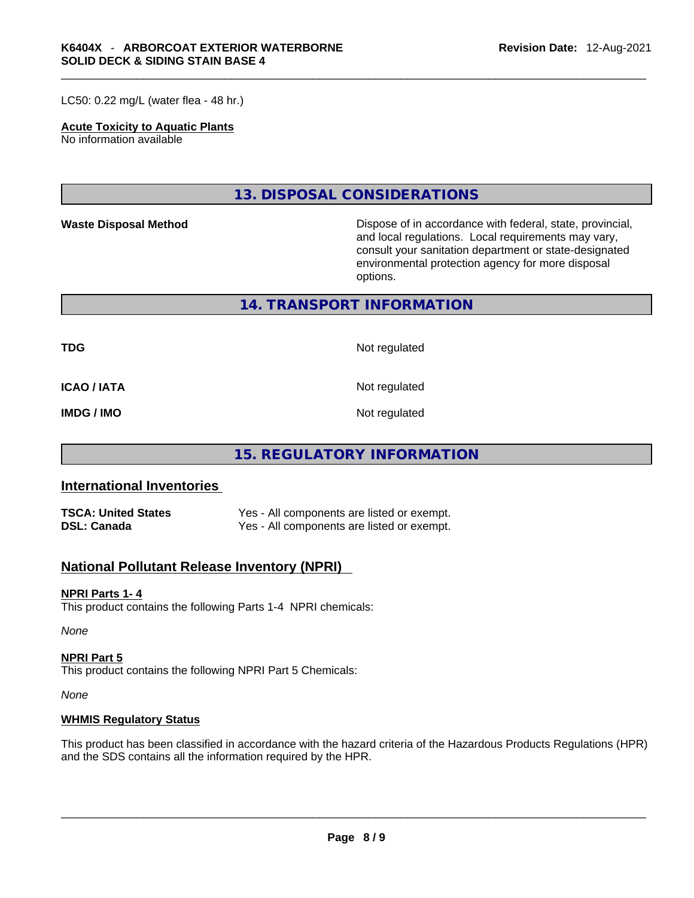LC50: 0.22 mg/L (water flea - 48 hr.)

**Acute Toxicity to Aquatic Plants**
No information available

## 13. DISPOSAL CONSIDERATIONS

| | |
|---|---|
| **Waste Disposal Method** | Dispose of in accordance with federal, state, provincial, and local regulations. Local requirements may vary, consult your sanitation department or state-designated environmental protection agency for more disposal options. |

## 14. TRANSPORT INFORMATION

| | |
|---|---|
| **TDG** | Not regulated |
| **ICAO / IATA** | Not regulated |
| **IMDG / IMO** | Not regulated |

## 15. REGULATORY INFORMATION

### International Inventories

| | |
|---|---|
| **TSCA: United States** | Yes - All components are listed or exempt. |
| **DSL: Canada** | Yes - All components are listed or exempt. |

### National Pollutant Release Inventory (NPRI)

**NPRI Parts 1- 4**
This product contains the following Parts 1-4 NPRI chemicals:

*None*

**NPRI Part 5**
This product contains the following NPRI Part 5 Chemicals:

*None*

**WHMIS Regulatory Status**

This product has been classified in accordance with the hazard criteria of the Hazardous Products Regulations (HPR) and the SDS contains all the information required by the HPR.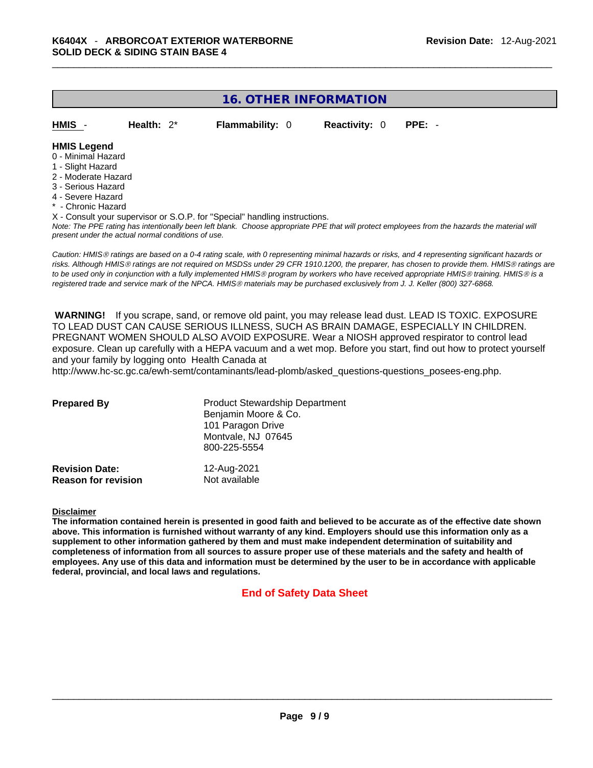## 16. OTHER INFORMATION

| | | | | |
|---|---|---|---|---|
| **HMIS** - | **Health:** 2* | **Flammability:** 0 | **Reactivity:** 0 | **PPE:** - |

**HMIS Legend**
0 - Minimal Hazard
1 - Slight Hazard
2 - Moderate Hazard
3 - Serious Hazard
4 - Severe Hazard
* - Chronic Hazard
X - Consult your supervisor or S.O.P. for "Special" handling instructions.

*Note: The PPE rating has intentionally been left blank. Choose appropriate PPE that will protect employees from the hazards the material will present under the actual normal conditions of use.*

*Caution: HMIS® ratings are based on a 0-4 rating scale, with 0 representing minimal hazards or risks, and 4 representing significant hazards or risks. Although HMIS® ratings are not required on MSDSs under 29 CFR 1910.1200, the preparer, has chosen to provide them. HMIS® ratings are to be used only in conjunction with a fully implemented HMIS® program by workers who have received appropriate HMIS® training. HMIS® is a registered trade and service mark of the NPCA. HMIS® materials may be purchased exclusively from J. J. Keller (800) 327-6868.*

**WARNING!** If you scrape, sand, or remove old paint, you may release lead dust. LEAD IS TOXIC. EXPOSURE TO LEAD DUST CAN CAUSE SERIOUS ILLNESS, SUCH AS BRAIN DAMAGE, ESPECIALLY IN CHILDREN. PREGNANT WOMEN SHOULD ALSO AVOID EXPOSURE. Wear a NIOSH approved respirator to control lead exposure. Clean up carefully with a HEPA vacuum and a wet mop. Before you start, find out how to protect yourself and your family by logging onto Health Canada at http://www.hc-sc.gc.ca/ewh-semt/contaminants/lead-plomb/asked_questions-questions_posees-eng.php.

| | |
|---|---|
| **Prepared By** | Product Stewardship Department<br>Benjamin Moore & Co.<br>101 Paragon Drive<br>Montvale, NJ 07645<br>800-225-5554 |
| **Revision Date:** | 12-Aug-2021 |
| **Reason for revision** | Not available |

**Disclaimer**

**The information contained herein is presented in good faith and believed to be accurate as of the effective date shown above. This information is furnished without warranty of any kind. Employers should use this information only as a supplement to other information gathered by them and must make independent determination of suitability and completeness of information from all sources to assure proper use of these materials and the safety and health of employees. Any use of this data and information must be determined by the user to be in accordance with applicable federal, provincial, and local laws and regulations.**

**End of Safety Data Sheet**